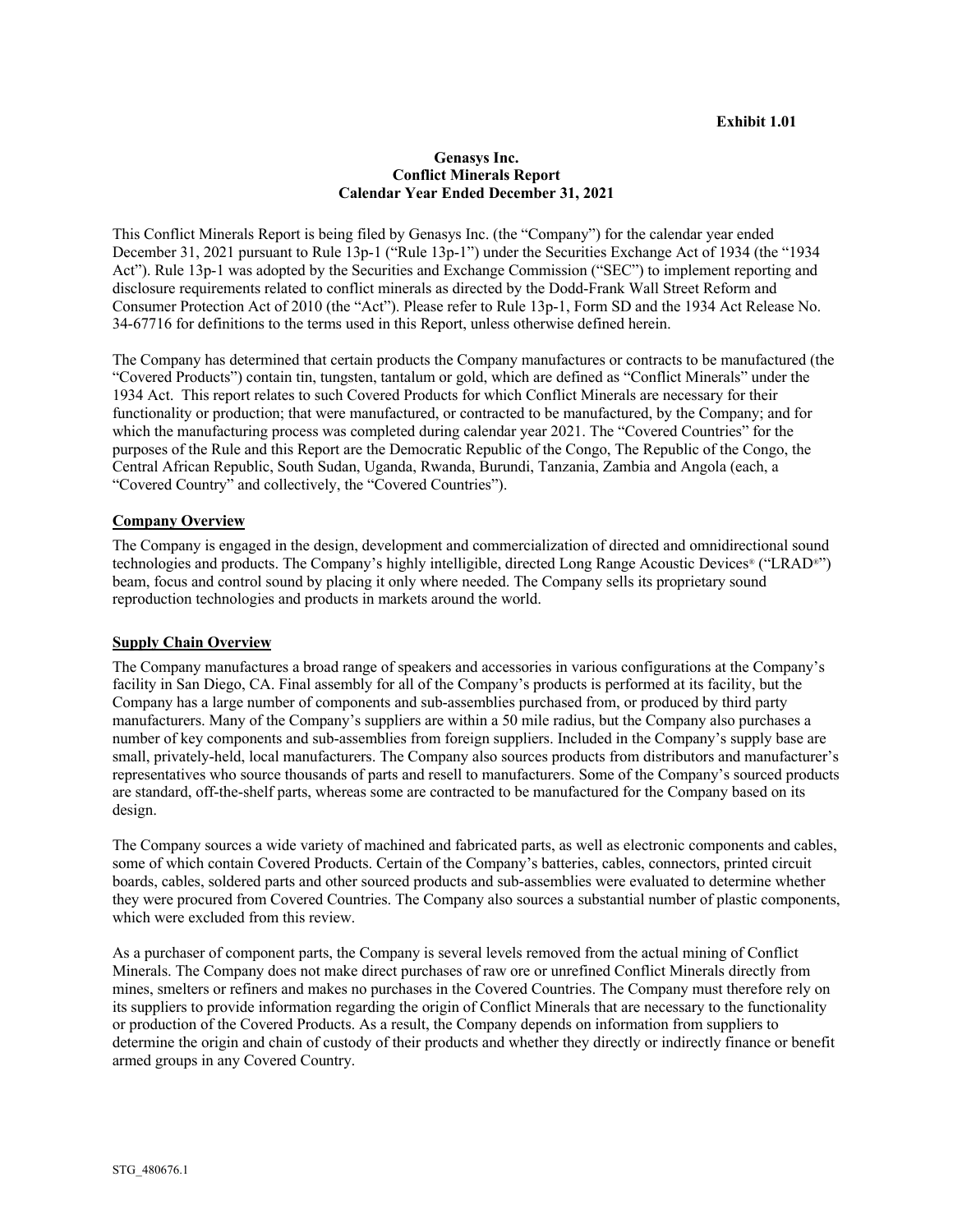**Exhibit 1.01**

# Genasys Inc.
# Conflict Minerals Report
# Calendar Year Ended December 31, 2021

This Conflict Minerals Report is being filed by Genasys Inc. (the "Company") for the calendar year ended December 31, 2021 pursuant to Rule 13p-1 ("Rule 13p-1") under the Securities Exchange Act of 1934 (the "1934 Act"). Rule 13p-1 was adopted by the Securities and Exchange Commission ("SEC") to implement reporting and disclosure requirements related to conflict minerals as directed by the Dodd-Frank Wall Street Reform and Consumer Protection Act of 2010 (the "Act"). Please refer to Rule 13p-1, Form SD and the 1934 Act Release No. 34-67716 for definitions to the terms used in this Report, unless otherwise defined herein.

The Company has determined that certain products the Company manufactures or contracts to be manufactured (the "Covered Products") contain tin, tungsten, tantalum or gold, which are defined as "Conflict Minerals" under the 1934 Act. This report relates to such Covered Products for which Conflict Minerals are necessary for their functionality or production; that were manufactured, or contracted to be manufactured, by the Company; and for which the manufacturing process was completed during calendar year 2021. The "Covered Countries" for the purposes of the Rule and this Report are the Democratic Republic of the Congo, The Republic of the Congo, the Central African Republic, South Sudan, Uganda, Rwanda, Burundi, Tanzania, Zambia and Angola (each, a "Covered Country" and collectively, the "Covered Countries").

## Company Overview

The Company is engaged in the design, development and commercialization of directed and omnidirectional sound technologies and products. The Company's highly intelligible, directed Long Range Acoustic Devices® ("LRAD®") beam, focus and control sound by placing it only where needed. The Company sells its proprietary sound reproduction technologies and products in markets around the world.

## Supply Chain Overview

The Company manufactures a broad range of speakers and accessories in various configurations at the Company's facility in San Diego, CA. Final assembly for all of the Company's products is performed at its facility, but the Company has a large number of components and sub-assemblies purchased from, or produced by third party manufacturers. Many of the Company's suppliers are within a 50 mile radius, but the Company also purchases a number of key components and sub-assemblies from foreign suppliers. Included in the Company's supply base are small, privately-held, local manufacturers. The Company also sources products from distributors and manufacturer's representatives who source thousands of parts and resell to manufacturers. Some of the Company's sourced products are standard, off-the-shelf parts, whereas some are contracted to be manufactured for the Company based on its design.

The Company sources a wide variety of machined and fabricated parts, as well as electronic components and cables, some of which contain Covered Products. Certain of the Company's batteries, cables, connectors, printed circuit boards, cables, soldered parts and other sourced products and sub-assemblies were evaluated to determine whether they were procured from Covered Countries. The Company also sources a substantial number of plastic components, which were excluded from this review.

As a purchaser of component parts, the Company is several levels removed from the actual mining of Conflict Minerals. The Company does not make direct purchases of raw ore or unrefined Conflict Minerals directly from mines, smelters or refiners and makes no purchases in the Covered Countries. The Company must therefore rely on its suppliers to provide information regarding the origin of Conflict Minerals that are necessary to the functionality or production of the Covered Products. As a result, the Company depends on information from suppliers to determine the origin and chain of custody of their products and whether they directly or indirectly finance or benefit armed groups in any Covered Country.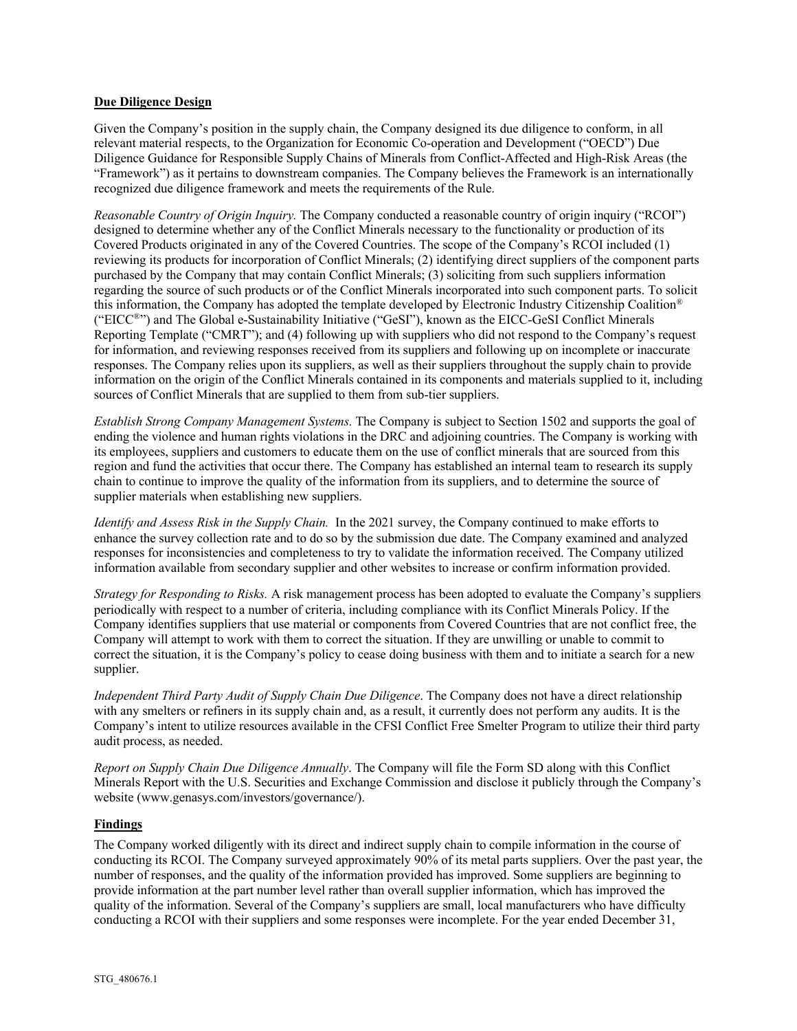**Due Diligence Design**

Given the Company's position in the supply chain, the Company designed its due diligence to conform, in all relevant material respects, to the Organization for Economic Co-operation and Development ("OECD") Due Diligence Guidance for Responsible Supply Chains of Minerals from Conflict-Affected and High-Risk Areas (the "Framework") as it pertains to downstream companies. The Company believes the Framework is an internationally recognized due diligence framework and meets the requirements of the Rule.

*Reasonable Country of Origin Inquiry.* The Company conducted a reasonable country of origin inquiry ("RCOI") designed to determine whether any of the Conflict Minerals necessary to the functionality or production of its Covered Products originated in any of the Covered Countries. The scope of the Company's RCOI included (1) reviewing its products for incorporation of Conflict Minerals; (2) identifying direct suppliers of the component parts purchased by the Company that may contain Conflict Minerals; (3) soliciting from such suppliers information regarding the source of such products or of the Conflict Minerals incorporated into such component parts. To solicit this information, the Company has adopted the template developed by Electronic Industry Citizenship Coalition® ("EICC®") and The Global e-Sustainability Initiative ("GeSI"), known as the EICC-GeSI Conflict Minerals Reporting Template ("CMRT"); and (4) following up with suppliers who did not respond to the Company's request for information, and reviewing responses received from its suppliers and following up on incomplete or inaccurate responses. The Company relies upon its suppliers, as well as their suppliers throughout the supply chain to provide information on the origin of the Conflict Minerals contained in its components and materials supplied to it, including sources of Conflict Minerals that are supplied to them from sub-tier suppliers.

*Establish Strong Company Management Systems.* The Company is subject to Section 1502 and supports the goal of ending the violence and human rights violations in the DRC and adjoining countries. The Company is working with its employees, suppliers and customers to educate them on the use of conflict minerals that are sourced from this region and fund the activities that occur there. The Company has established an internal team to research its supply chain to continue to improve the quality of the information from its suppliers, and to determine the source of supplier materials when establishing new suppliers.

*Identify and Assess Risk in the Supply Chain.* In the 2021 survey, the Company continued to make efforts to enhance the survey collection rate and to do so by the submission due date. The Company examined and analyzed responses for inconsistencies and completeness to try to validate the information received. The Company utilized information available from secondary supplier and other websites to increase or confirm information provided.

*Strategy for Responding to Risks.* A risk management process has been adopted to evaluate the Company's suppliers periodically with respect to a number of criteria, including compliance with its Conflict Minerals Policy. If the Company identifies suppliers that use material or components from Covered Countries that are not conflict free, the Company will attempt to work with them to correct the situation. If they are unwilling or unable to commit to correct the situation, it is the Company's policy to cease doing business with them and to initiate a search for a new supplier.

*Independent Third Party Audit of Supply Chain Due Diligence*. The Company does not have a direct relationship with any smelters or refiners in its supply chain and, as a result, it currently does not perform any audits. It is the Company's intent to utilize resources available in the CFSI Conflict Free Smelter Program to utilize their third party audit process, as needed.

*Report on Supply Chain Due Diligence Annually*. The Company will file the Form SD along with this Conflict Minerals Report with the U.S. Securities and Exchange Commission and disclose it publicly through the Company's website (www.genasys.com/investors/governance/).

**Findings**

The Company worked diligently with its direct and indirect supply chain to compile information in the course of conducting its RCOI. The Company surveyed approximately 90% of its metal parts suppliers. Over the past year, the number of responses, and the quality of the information provided has improved. Some suppliers are beginning to provide information at the part number level rather than overall supplier information, which has improved the quality of the information. Several of the Company's suppliers are small, local manufacturers who have difficulty conducting a RCOI with their suppliers and some responses were incomplete. For the year ended December 31,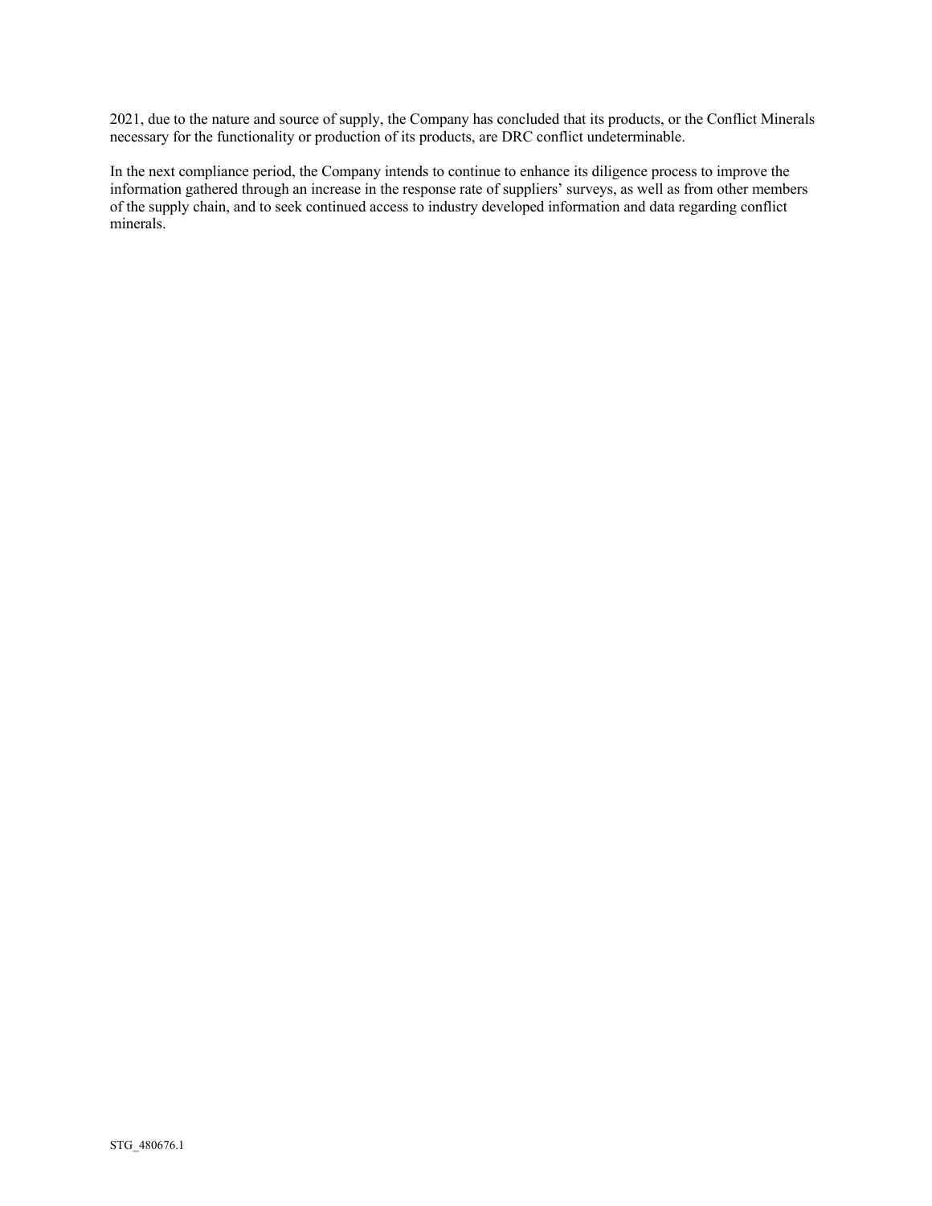2021, due to the nature and source of supply, the Company has concluded that its products, or the Conflict Minerals necessary for the functionality or production of its products, are DRC conflict undeterminable.

In the next compliance period, the Company intends to continue to enhance its diligence process to improve the information gathered through an increase in the response rate of suppliers' surveys, as well as from other members of the supply chain, and to seek continued access to industry developed information and data regarding conflict minerals.